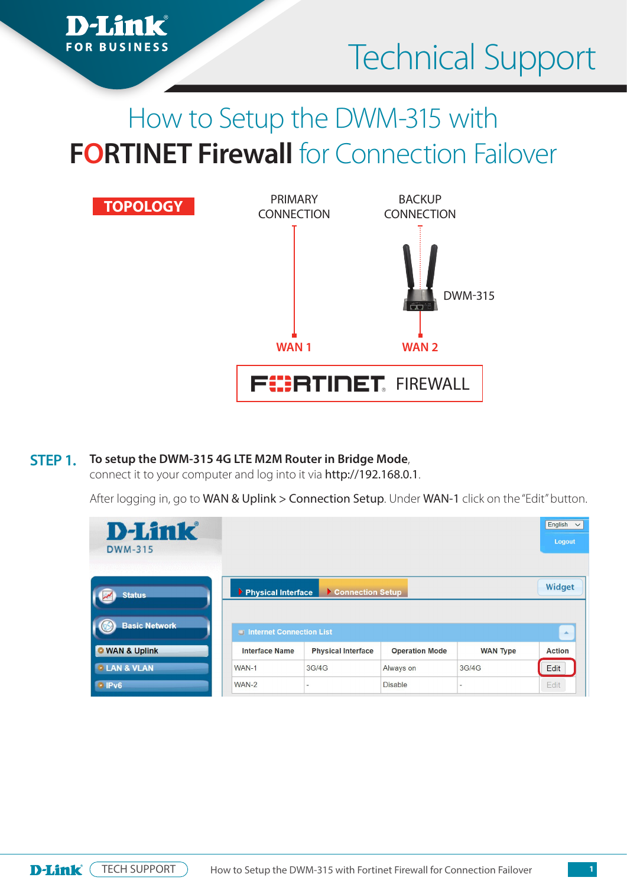# Technical Support

# How to Setup the DWM-315 with FORTINET Firewall for Connection Failover

**TOPOLOGY**

PRIMARY CONNECTION

BACKUP CONNECTION

DWM-315

WAN 1

WAN 2

FORTINET FIREWALL

**STEP 1.** **To setup the DWM-315 4G LTE M2M Router in Bridge Mode**, connect it to your computer and log into it via http://192.168.0.1.

After logging in, go to WAN & Uplink > Connection Setup. Under WAN-1 click on the "Edit" button.

| Interface Name | Physical Interface | Operation Mode | WAN Type | Action |
|---|---|---|---|---|
| WAN-1 | 3G/4G | Always on | 3G/4G | Edit |
| WAN-2 | - | Disable | - | Edit |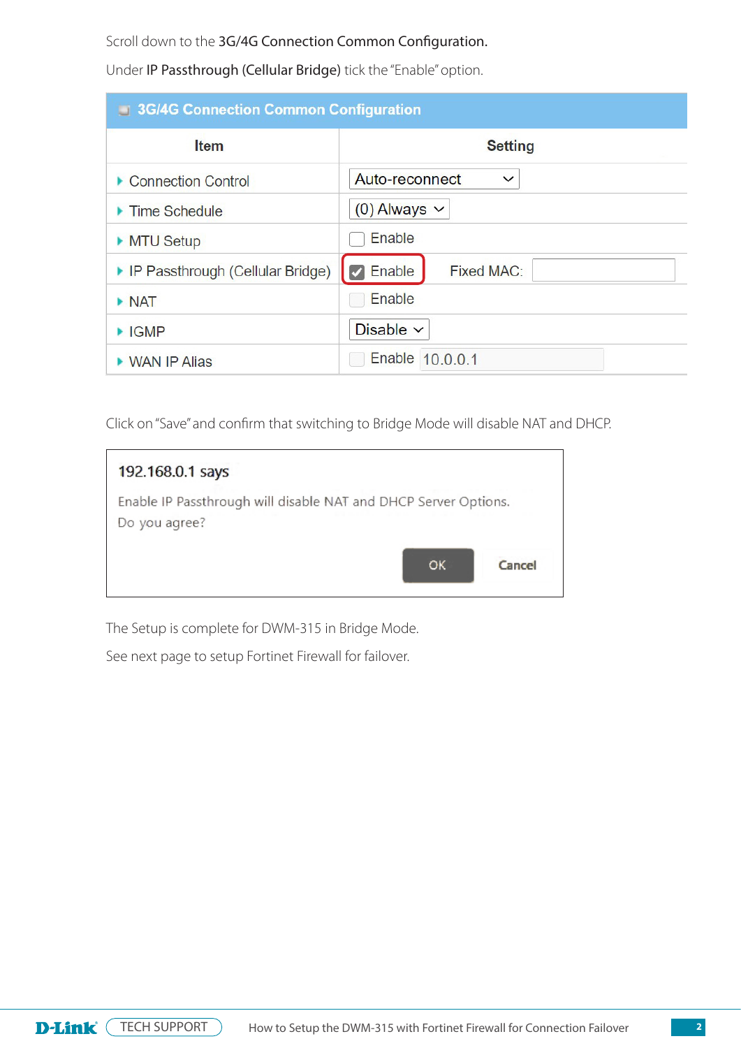Scroll down to the **3G/4G Connection Common Configuration.**

Under **IP Passthrough (Cellular Bridge)** tick the "Enable" option.

**3G/4G Connection Common Configuration**

| Item | Setting |
|---|---|
| Connection Control | Auto-reconnect |
| Time Schedule | (0) Always |
| MTU Setup | ☐ Enable |
| IP Passthrough (Cellular Bridge) | ☑ Enable    Fixed MAC: |
| NAT | ☐ Enable |
| IGMP | Disable |
| WAN IP Alias | ☐ Enable 10.0.0.1 |

Click on "Save" and confirm that switching to Bridge Mode will disable NAT and DHCP.

> **192.168.0.1 says**
>
> Enable IP Passthrough will disable NAT and DHCP Server Options.
> Do you agree?
>
> OK    Cancel

The Setup is complete for DWM-315 in Bridge Mode.

See next page to setup Fortinet Firewall for failover.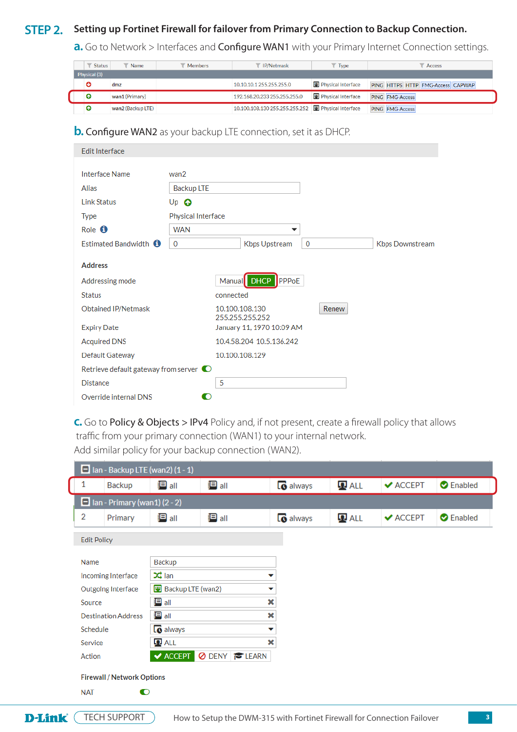## STEP 2. Setting up Fortinet Firewall for failover from Primary Connection to Backup Connection.

**a.** Go to Network > Interfaces and **Configure WAN1** with your Primary Internet Connection settings.

| Status | Name | Members | IP/Netmask | Type | Access |
|---|---|---|---|---|---|
| Physical (3) | | | | | |
| | dmz | | 10.10.10.1 255.255.255.0 | Physical Interface | PING HTTPS HTTP FMG-Access CAPWAP |
| | wan1 (Primary) | | 192.168.20.233 255.255.255.0 | Physical Interface | PING FMG-Access |
| | wan2 (Backup LTE) | | 10.100.108.130 255.255.255.252 | Physical Interface | PING FMG-Access |

**b.** **Configure WAN2** as your backup LTE connection, set it as DHCP.

Edit Interface

| | |
|---|---|
| Interface Name | wan2 |
| Alias | Backup LTE |
| Link Status | Up |
| Type | Physical Interface |
| Role | WAN |
| Estimated Bandwidth | 0 Kbps Upstream 0 Kbps Downstream |

**Address**

| | |
|---|---|
| Addressing mode | Manual **DHCP** PPPoE |
| Status | connected |
| Obtained IP/Netmask | 10.100.108.130 255.255.255.252 (Renew) |
| Expiry Date | January 11, 1970 10:09 AM |
| Acquired DNS | 10.4.58.204 10.5.136.242 |
| Default Gateway | 10.100.108.129 |
| Retrieve default gateway from server | Enabled |
| Distance | 5 |
| Override internal DNS | Enabled |

**c.** Go to **Policy & Objects** > **IPv4** Policy and, if not present, create a firewall policy that allows traffic from your primary connection (WAN1) to your internal network.
Add similar policy for your backup connection (WAN2).

| ID | Name | Source | Destination | Schedule | Service | Action | Status |
|---|---|---|---|---|---|---|---|
| **lan - Backup LTE (wan2) (1 - 1)** | | | | | | | |
| 1 | Backup | all | all | always | ALL | ACCEPT | Enabled |
| **lan - Primary (wan1) (2 - 2)** | | | | | | | |
| 2 | Primary | all | all | always | ALL | ACCEPT | Enabled |

Edit Policy

| | |
|---|---|
| Name | Backup |
| Incoming Interface | lan |
| Outgoing Interface | Backup LTE (wan2) |
| Source | all |
| Destination Address | all |
| Schedule | always |
| Service | ALL |
| Action | **ACCEPT** DENY LEARN |

**Firewall / Network Options**

| | |
|---|---|
| NAT | Enabled |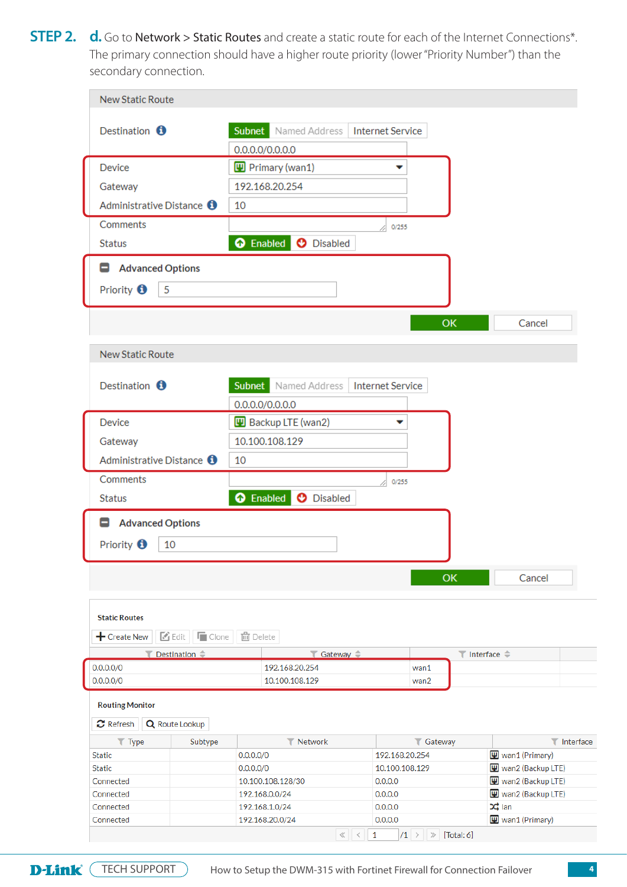**STEP 2.** **d.** Go to **Network** > **Static Routes** and create a static route for each of the Internet Connections*. The primary connection should have a higher route priority (lower "Priority Number") than the secondary connection.

**New Static Route**

| Field | Value |
|---|---|
| Destination | Subnet / Named Address / Internet Service |
| | 0.0.0.0/0.0.0.0 |
| Device | Primary (wan1) |
| Gateway | 192.168.20.254 |
| Administrative Distance | 10 |
| Comments | 0/255 |
| Status | Enabled / Disabled |
| **Advanced Options** | |
| Priority | 5 |

OK | Cancel

**New Static Route**

| Field | Value |
|---|---|
| Destination | Subnet / Named Address / Internet Service |
| | 0.0.0.0/0.0.0.0 |
| Device | Backup LTE (wan2) |
| Gateway | 10.100.108.129 |
| Administrative Distance | 10 |
| Comments | 0/255 |
| Status | Enabled / Disabled |
| **Advanced Options** | |
| Priority | 10 |

OK | Cancel

**Static Routes**

Create New | Edit | Clone | Delete

| Destination | Gateway | Interface |
|---|---|---|
| 0.0.0.0/0 | 192.168.20.254 | wan1 |
| 0.0.0.0/0 | 10.100.108.129 | wan2 |

**Routing Monitor**

Refresh | Route Lookup

| Type | Subtype | Network | Gateway | Interface |
|---|---|---|---|---|
| Static | | 0.0.0.0/0 | 192.168.20.254 | wan1 (Primary) |
| Static | | 0.0.0.0/0 | 10.100.108.129 | wan2 (Backup LTE) |
| Connected | | 10.100.108.128/30 | 0.0.0.0 | wan2 (Backup LTE) |
| Connected | | 192.168.0.0/24 | 0.0.0.0 | wan2 (Backup LTE) |
| Connected | | 192.168.1.0/24 | 0.0.0.0 | lan |
| Connected | | 192.168.20.0/24 | 0.0.0.0 | wan1 (Primary) |

1 /1 [Total: 6]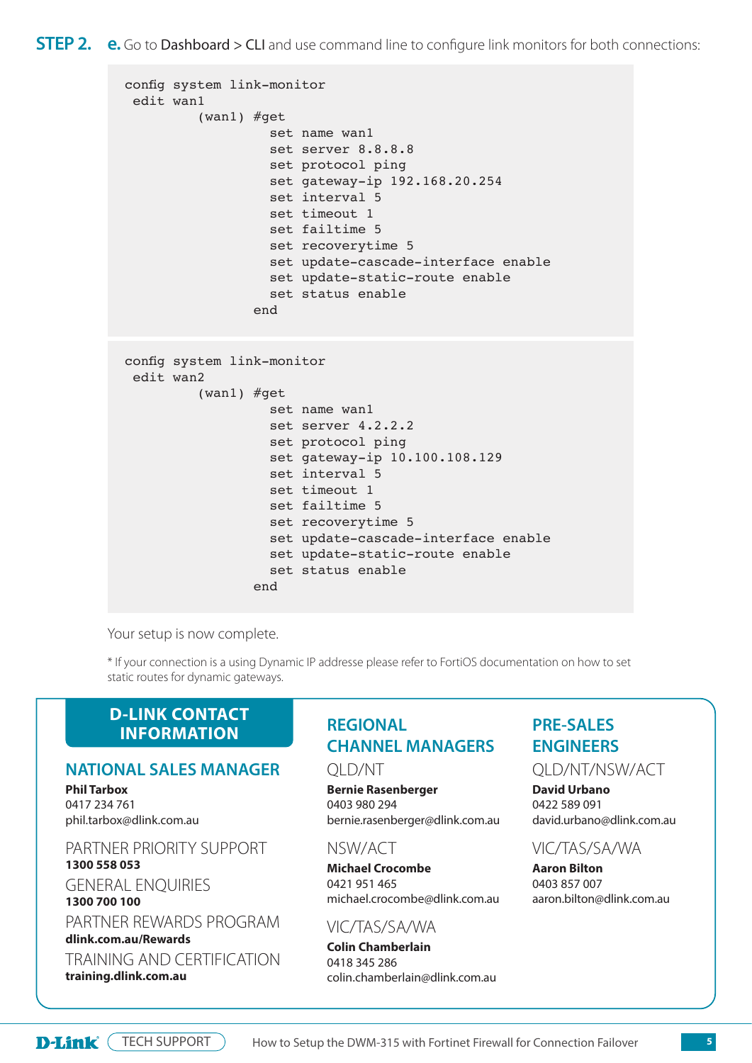**STEP 2.** **e.** Go to **Dashboard** > **CLI** and use command line to configure link monitors for both connections:

```
config system link-monitor
 edit wan1
        (wan1) #get
                 set name wan1
                 set server 8.8.8.8
                 set protocol ping
                 set gateway-ip 192.168.20.254
                 set interval 5
                 set timeout 1
                 set failtime 5
                 set recoverytime 5
                 set update-cascade-interface enable
                 set update-static-route enable
                 set status enable
               end
```

```
config system link-monitor
 edit wan2
        (wan1) #get
                 set name wan1
                 set server 4.2.2.2
                 set protocol ping
                 set gateway-ip 10.100.108.129
                 set interval 5
                 set timeout 1
                 set failtime 5
                 set recoverytime 5
                 set update-cascade-interface enable
                 set update-static-route enable
                 set status enable
               end
```

Your setup is now complete.

* If your connection is a using Dynamic IP addresse please refer to FortiOS documentation on how to set static routes for dynamic gateways.

## D-LINK CONTACT INFORMATION

### NATIONAL SALES MANAGER

**Phil Tarbox**
0417 234 761
phil.tarbox@dlink.com.au

PARTNER PRIORITY SUPPORT
**1300 558 053**

GENERAL ENQUIRIES
**1300 700 100**

PARTNER REWARDS PROGRAM
**dlink.com.au/Rewards**

TRAINING AND CERTIFICATION
**training.dlink.com.au**

### REGIONAL CHANNEL MANAGERS

QLD/NT
**Bernie Rasenberger**
0403 980 294
bernie.rasenberger@dlink.com.au

NSW/ACT
**Michael Crocombe**
0421 951 465
michael.crocombe@dlink.com.au

VIC/TAS/SA/WA
**Colin Chamberlain**
0418 345 286
colin.chamberlain@dlink.com.au

### PRE-SALES ENGINEERS

QLD/NT/NSW/ACT
**David Urbano**
0422 589 091
david.urbano@dlink.com.au

VIC/TAS/SA/WA
**Aaron Bilton**
0403 857 007
aaron.bilton@dlink.com.au